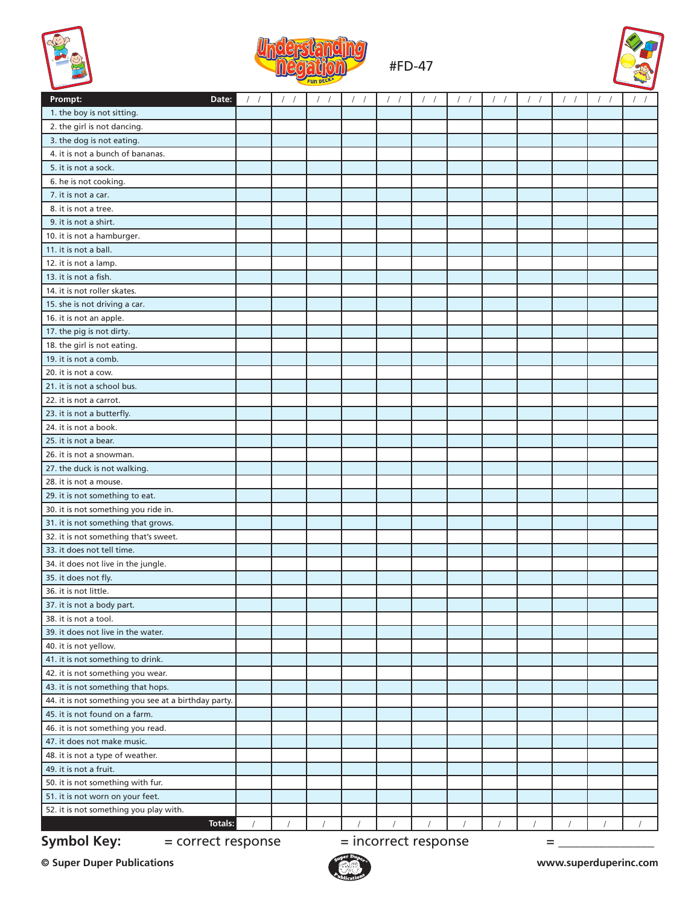# Understanding Negation Fun Deck®

#FD-47

| Prompt: Date: | / / | / / | / / | / / | / / | / / | / / | / / | / / | / / | / / | / / |
|---|---|---|---|---|---|---|---|---|---|---|---|---|
| 1. the boy is not sitting. | | | | | | | | | | | | |
| 2. the girl is not dancing. | | | | | | | | | | | | |
| 3. the dog is not eating. | | | | | | | | | | | | |
| 4. it is not a bunch of bananas. | | | | | | | | | | | | |
| 5. it is not a sock. | | | | | | | | | | | | |
| 6. he is not cooking. | | | | | | | | | | | | |
| 7. it is not a car. | | | | | | | | | | | | |
| 8. it is not a tree. | | | | | | | | | | | | |
| 9. it is not a shirt. | | | | | | | | | | | | |
| 10. it is not a hamburger. | | | | | | | | | | | | |
| 11. it is not a ball. | | | | | | | | | | | | |
| 12. it is not a lamp. | | | | | | | | | | | | |
| 13. it is not a fish. | | | | | | | | | | | | |
| 14. it is not roller skates. | | | | | | | | | | | | |
| 15. she is not driving a car. | | | | | | | | | | | | |
| 16. it is not an apple. | | | | | | | | | | | | |
| 17. the pig is not dirty. | | | | | | | | | | | | |
| 18. the girl is not eating. | | | | | | | | | | | | |
| 19. it is not a comb. | | | | | | | | | | | | |
| 20. it is not a cow. | | | | | | | | | | | | |
| 21. it is not a school bus. | | | | | | | | | | | | |
| 22. it is not a carrot. | | | | | | | | | | | | |
| 23. it is not a butterfly. | | | | | | | | | | | | |
| 24. it is not a book. | | | | | | | | | | | | |
| 25. it is not a bear. | | | | | | | | | | | | |
| 26. it is not a snowman. | | | | | | | | | | | | |
| 27. the duck is not walking. | | | | | | | | | | | | |
| 28. it is not a mouse. | | | | | | | | | | | | |
| 29. it is not something to eat. | | | | | | | | | | | | |
| 30. it is not something you ride in. | | | | | | | | | | | | |
| 31. it is not something that grows. | | | | | | | | | | | | |
| 32. it is not something that's sweet. | | | | | | | | | | | | |
| 33. it does not tell time. | | | | | | | | | | | | |
| 34. it does not live in the jungle. | | | | | | | | | | | | |
| 35. it does not fly. | | | | | | | | | | | | |
| 36. it is not little. | | | | | | | | | | | | |
| 37. it is not a body part. | | | | | | | | | | | | |
| 38. it is not a tool. | | | | | | | | | | | | |
| 39. it does not live in the water. | | | | | | | | | | | | |
| 40. it is not yellow. | | | | | | | | | | | | |
| 41. it is not something to drink. | | | | | | | | | | | | |
| 42. it is not something you wear. | | | | | | | | | | | | |
| 43. it is not something that hops. | | | | | | | | | | | | |
| 44. it is not something you see at a birthday party. | | | | | | | | | | | | |
| 45. it is not found on a farm. | | | | | | | | | | | | |
| 46. it is not something you read. | | | | | | | | | | | | |
| 47. it does not make music. | | | | | | | | | | | | |
| 48. it is not a type of weather. | | | | | | | | | | | | |
| 49. it is not a fruit. | | | | | | | | | | | | |
| 50. it is not something with fur. | | | | | | | | | | | | |
| 51. it is not worn on your feet. | | | | | | | | | | | | |
| 52. it is not something you play with. | | | | | | | | | | | | |
| Totals: | / | / | / | / | / | / | / | / | / | / | / | / |

**Symbol Key:** = correct response = incorrect response = _______________

© Super Duper Publications www.superduperinc.com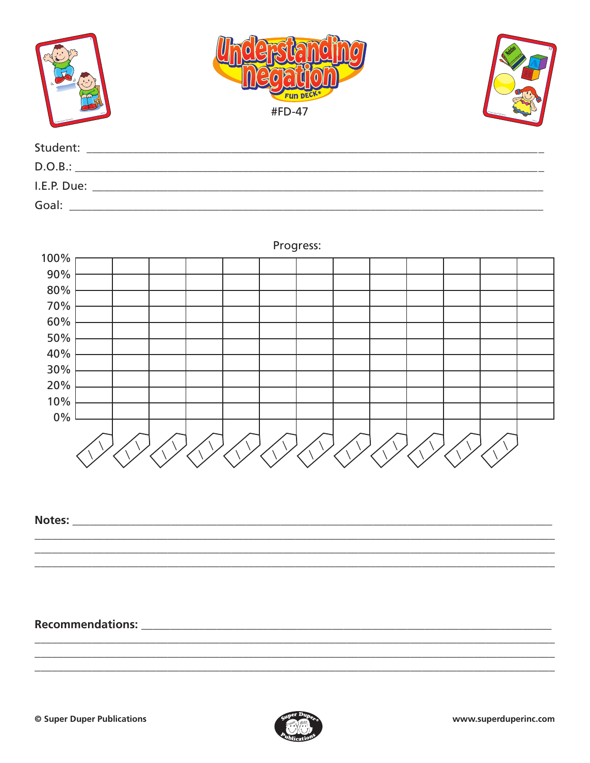# Understanding Negation

Fun Deck®

#FD-47

Student: ___________________________________________

D.O.B.: ___________________________________________

I.E.P. Due: ___________________________________________

Goal: ___________________________________________

Progress:

100%
90%
80%
70%
60%
50%
40%
30%
20%
10%
0%

**Notes:** ___________________________________________

___________________________________________

___________________________________________

___________________________________________

**Recommendations:** ___________________________________________

___________________________________________

___________________________________________

___________________________________________

**© Super Duper Publications** **www.superduperinc.com**